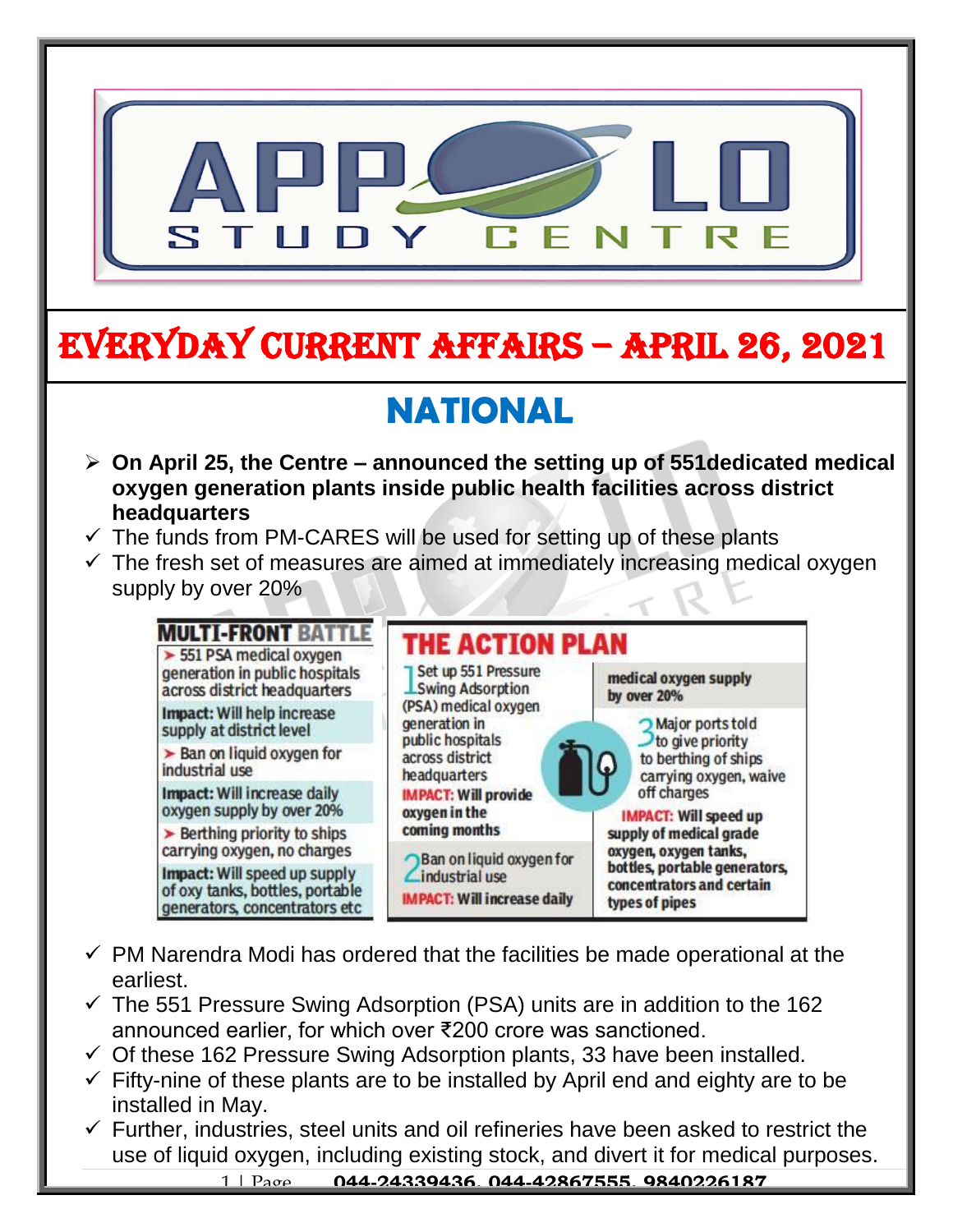# EVERYDAY CURRENT AFFAIRS – APRIL 26, 2021

## NATIONAL

- **On April 25, the Centre – announced the setting up of 551dedicated medical oxygen generation plants inside public health facilities across district headquarters**
  - The funds from PM-CARES will be used for setting up of these plants
  - The fresh set of measures are aimed at immediately increasing medical oxygen supply by over 20%

**MULTI-FRONT BATTLE**

- 551 PSA medical oxygen generation in public hospitals across district headquarters
  **Impact:** Will help increase supply at district level
- Ban on liquid oxygen for industrial use
  **Impact:** Will increase daily oxygen supply by over 20%
- Berthing priority to ships carrying oxygen, no charges
  **Impact:** Will speed up supply of oxy tanks, bottles, portable generators, concentrators etc

**THE ACTION PLAN**

1. Set up 551 Pressure Swing Adsorption (PSA) medical oxygen generation in public hospitals across district headquarters
   **IMPACT:** Will provide oxygen in the coming months
2. Ban on liquid oxygen for industrial use
   **IMPACT:** Will increase daily medical oxygen supply by over 20%
3. Major ports told to give priority to berthing of ships carrying oxygen, waive off charges
   **IMPACT:** Will speed up supply of medical grade oxygen, oxygen tanks, bottles, portable generators, concentrators and certain types of pipes

  - PM Narendra Modi has ordered that the facilities be made operational at the earliest.
  - The 551 Pressure Swing Adsorption (PSA) units are in addition to the 162 announced earlier, for which over ₹200 crore was sanctioned.
  - Of these 162 Pressure Swing Adsorption plants, 33 have been installed.
  - Fifty-nine of these plants are to be installed by April end and eighty are to be installed in May.
  - Further, industries, steel units and oil refineries have been asked to restrict the use of liquid oxygen, including existing stock, and divert it for medical purposes.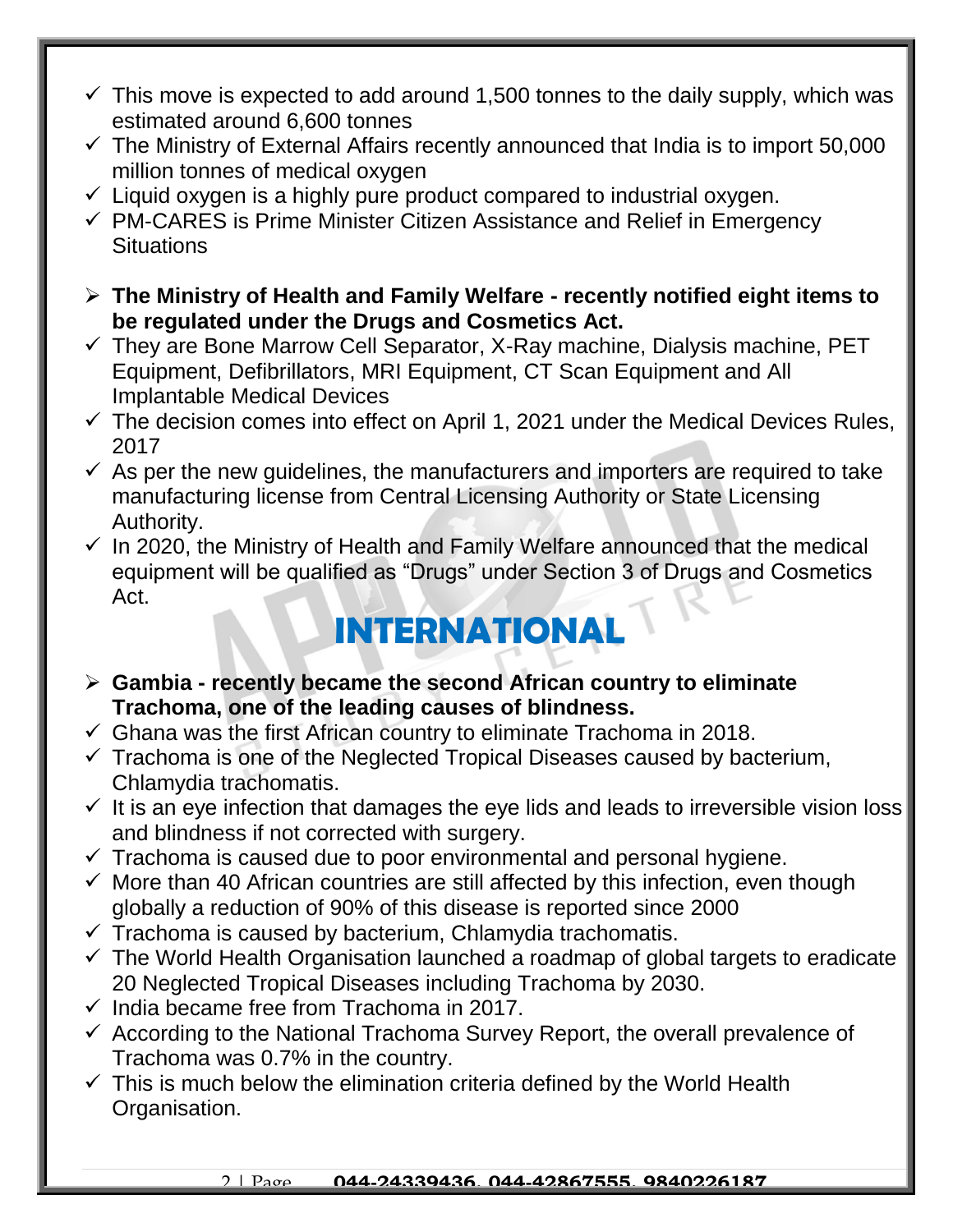- ✓ This move is expected to add around 1,500 tonnes to the daily supply, which was estimated around 6,600 tonnes
- ✓ The Ministry of External Affairs recently announced that India is to import 50,000 million tonnes of medical oxygen
- ✓ Liquid oxygen is a highly pure product compared to industrial oxygen.
- ✓ PM-CARES is Prime Minister Citizen Assistance and Relief in Emergency Situations

- ➢ **The Ministry of Health and Family Welfare - recently notified eight items to be regulated under the Drugs and Cosmetics Act.**
- ✓ They are Bone Marrow Cell Separator, X-Ray machine, Dialysis machine, PET Equipment, Defibrillators, MRI Equipment, CT Scan Equipment and All Implantable Medical Devices
- ✓ The decision comes into effect on April 1, 2021 under the Medical Devices Rules, 2017
- ✓ As per the new guidelines, the manufacturers and importers are required to take manufacturing license from Central Licensing Authority or State Licensing Authority.
- ✓ In 2020, the Ministry of Health and Family Welfare announced that the medical equipment will be qualified as "Drugs" under Section 3 of Drugs and Cosmetics Act.

# INTERNATIONAL

- ➢ **Gambia - recently became the second African country to eliminate Trachoma, one of the leading causes of blindness.**
- ✓ Ghana was the first African country to eliminate Trachoma in 2018.
- ✓ Trachoma is one of the Neglected Tropical Diseases caused by bacterium, Chlamydia trachomatis.
- ✓ It is an eye infection that damages the eye lids and leads to irreversible vision loss and blindness if not corrected with surgery.
- ✓ Trachoma is caused due to poor environmental and personal hygiene.
- ✓ More than 40 African countries are still affected by this infection, even though globally a reduction of 90% of this disease is reported since 2000
- ✓ Trachoma is caused by bacterium, Chlamydia trachomatis.
- ✓ The World Health Organisation launched a roadmap of global targets to eradicate 20 Neglected Tropical Diseases including Trachoma by 2030.
- ✓ India became free from Trachoma in 2017.
- ✓ According to the National Trachoma Survey Report, the overall prevalence of Trachoma was 0.7% in the country.
- ✓ This is much below the elimination criteria defined by the World Health Organisation.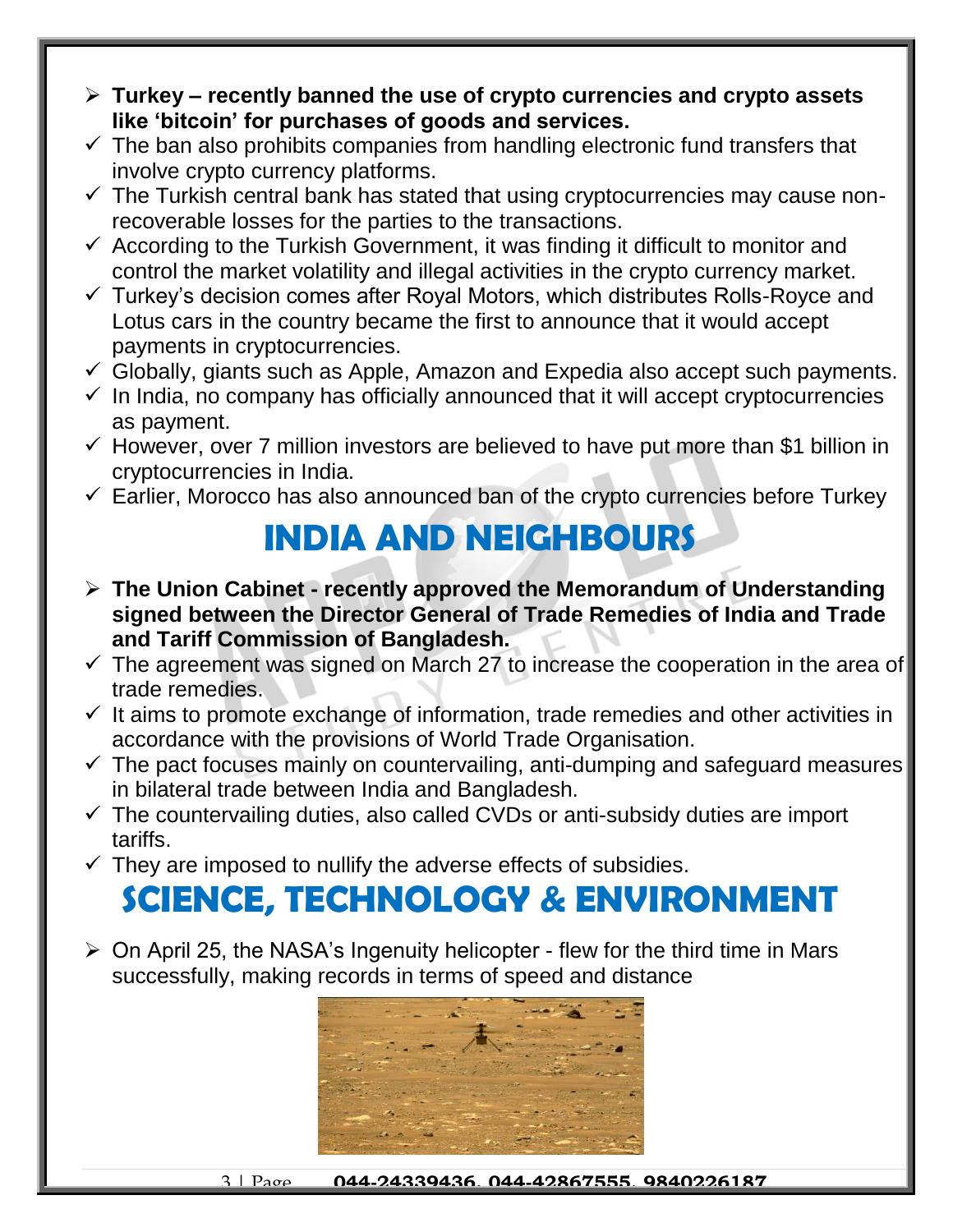- **Turkey – recently banned the use of crypto currencies and crypto assets like 'bitcoin' for purchases of goods and services.**
  - ✓ The ban also prohibits companies from handling electronic fund transfers that involve crypto currency platforms.
  - ✓ The Turkish central bank has stated that using cryptocurrencies may cause non-recoverable losses for the parties to the transactions.
  - ✓ According to the Turkish Government, it was finding it difficult to monitor and control the market volatility and illegal activities in the crypto currency market.
  - ✓ Turkey's decision comes after Royal Motors, which distributes Rolls-Royce and Lotus cars in the country became the first to announce that it would accept payments in cryptocurrencies.
  - ✓ Globally, giants such as Apple, Amazon and Expedia also accept such payments.
  - ✓ In India, no company has officially announced that it will accept cryptocurrencies as payment.
  - ✓ However, over 7 million investors are believed to have put more than $1 billion in cryptocurrencies in India.
  - ✓ Earlier, Morocco has also announced ban of the crypto currencies before Turkey

# INDIA AND NEIGHBOURS

- **The Union Cabinet - recently approved the Memorandum of Understanding signed between the Director General of Trade Remedies of India and Trade and Tariff Commission of Bangladesh.**
  - ✓ The agreement was signed on March 27 to increase the cooperation in the area of trade remedies.
  - ✓ It aims to promote exchange of information, trade remedies and other activities in accordance with the provisions of World Trade Organisation.
  - ✓ The pact focuses mainly on countervailing, anti-dumping and safeguard measures in bilateral trade between India and Bangladesh.
  - ✓ The countervailing duties, also called CVDs or anti-subsidy duties are import tariffs.
  - ✓ They are imposed to nullify the adverse effects of subsidies.

# SCIENCE, TECHNOLOGY & ENVIRONMENT

- On April 25, the NASA's Ingenuity helicopter - flew for the third time in Mars successfully, making records in terms of speed and distance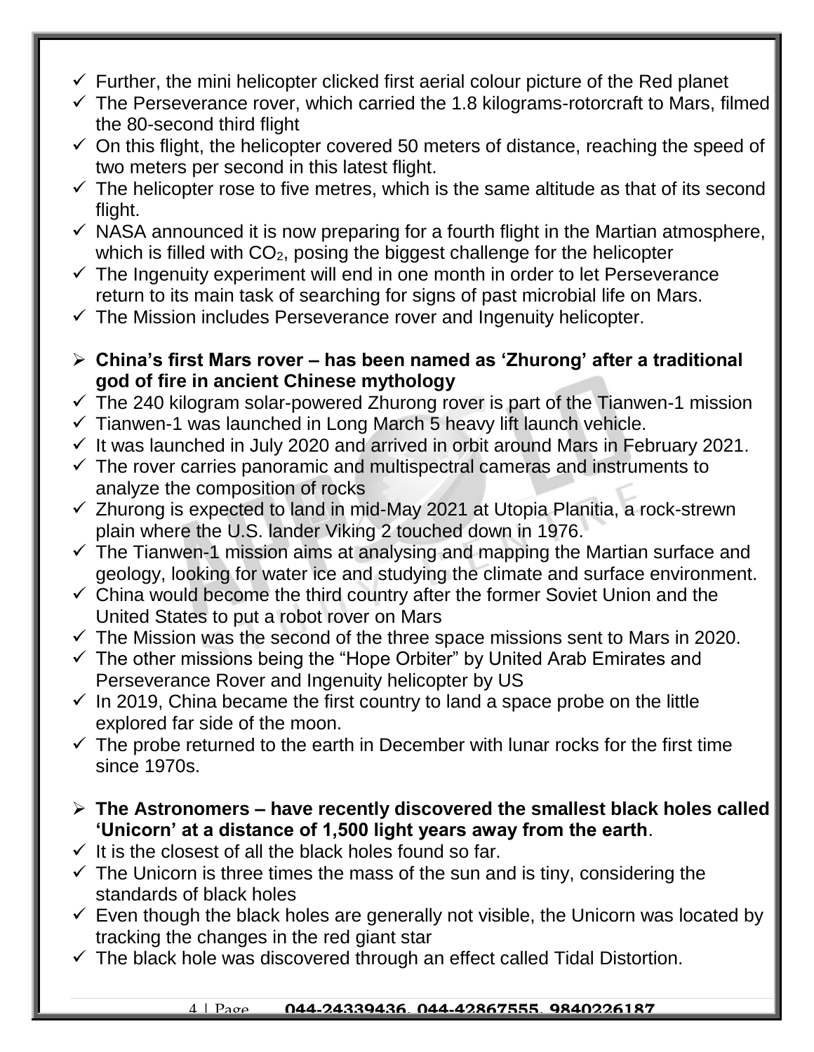- ✓ Further, the mini helicopter clicked first aerial colour picture of the Red planet
- ✓ The Perseverance rover, which carried the 1.8 kilograms-rotorcraft to Mars, filmed the 80-second third flight
- ✓ On this flight, the helicopter covered 50 meters of distance, reaching the speed of two meters per second in this latest flight.
- ✓ The helicopter rose to five metres, which is the same altitude as that of its second flight.
- ✓ NASA announced it is now preparing for a fourth flight in the Martian atmosphere, which is filled with $CO_2$, posing the biggest challenge for the helicopter
- ✓ The Ingenuity experiment will end in one month in order to let Perseverance return to its main task of searching for signs of past microbial life on Mars.
- ✓ The Mission includes Perseverance rover and Ingenuity helicopter.

- **China's first Mars rover – has been named as 'Zhurong' after a traditional god of fire in ancient Chinese mythology**
- ✓ The 240 kilogram solar-powered Zhurong rover is part of the Tianwen-1 mission
- ✓ Tianwen-1 was launched in Long March 5 heavy lift launch vehicle.
- ✓ It was launched in July 2020 and arrived in orbit around Mars in February 2021.
- ✓ The rover carries panoramic and multispectral cameras and instruments to analyze the composition of rocks
- ✓ Zhurong is expected to land in mid-May 2021 at Utopia Planitia, a rock-strewn plain where the U.S. lander Viking 2 touched down in 1976.
- ✓ The Tianwen-1 mission aims at analysing and mapping the Martian surface and geology, looking for water ice and studying the climate and surface environment.
- ✓ China would become the third country after the former Soviet Union and the United States to put a robot rover on Mars
- ✓ The Mission was the second of the three space missions sent to Mars in 2020.
- ✓ The other missions being the "Hope Orbiter" by United Arab Emirates and Perseverance Rover and Ingenuity helicopter by US
- ✓ In 2019, China became the first country to land a space probe on the little explored far side of the moon.
- ✓ The probe returned to the earth in December with lunar rocks for the first time since 1970s.

- **The Astronomers – have recently discovered the smallest black holes called 'Unicorn' at a distance of 1,500 light years away from the earth**.
- ✓ It is the closest of all the black holes found so far.
- ✓ The Unicorn is three times the mass of the sun and is tiny, considering the standards of black holes
- ✓ Even though the black holes are generally not visible, the Unicorn was located by tracking the changes in the red giant star
- ✓ The black hole was discovered through an effect called Tidal Distortion.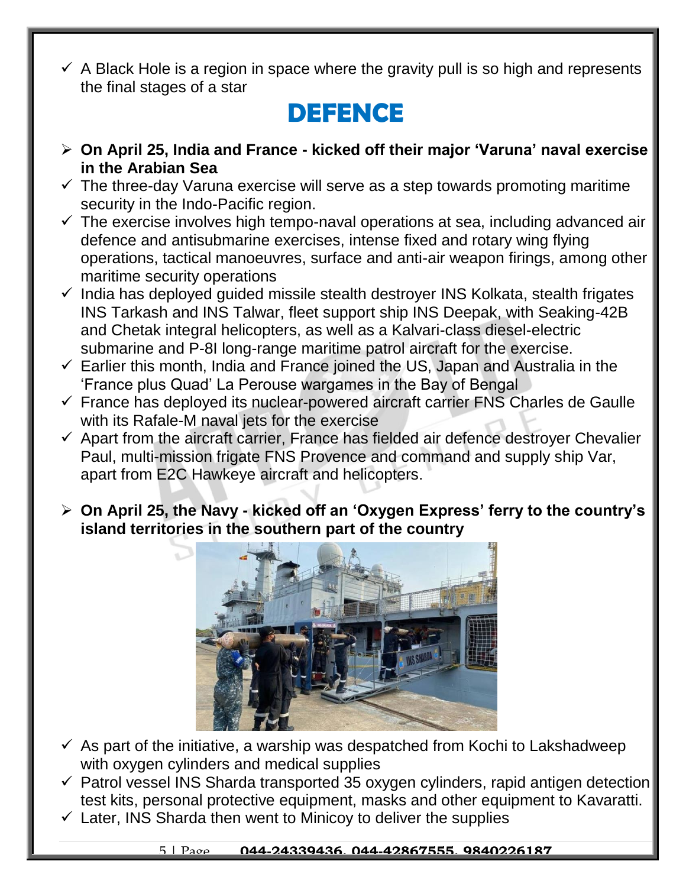- A Black Hole is a region in space where the gravity pull is so high and represents the final stages of a star

# DEFENCE

- **On April 25, India and France - kicked off their major 'Varuna' naval exercise in the Arabian Sea**
  - The three-day Varuna exercise will serve as a step towards promoting maritime security in the Indo-Pacific region.
  - The exercise involves high tempo-naval operations at sea, including advanced air defence and antisubmarine exercises, intense fixed and rotary wing flying operations, tactical manoeuvres, surface and anti-air weapon firings, among other maritime security operations
  - India has deployed guided missile stealth destroyer INS Kolkata, stealth frigates INS Tarkash and INS Talwar, fleet support ship INS Deepak, with Seaking-42B and Chetak integral helicopters, as well as a Kalvari-class diesel-electric submarine and P-8I long-range maritime patrol aircraft for the exercise.
  - Earlier this month, India and France joined the US, Japan and Australia in the 'France plus Quad' La Perouse wargames in the Bay of Bengal
  - France has deployed its nuclear-powered aircraft carrier FNS Charles de Gaulle with its Rafale-M naval jets for the exercise
  - Apart from the aircraft carrier, France has fielded air defence destroyer Chevalier Paul, multi-mission frigate FNS Provence and command and supply ship Var, apart from E2C Hawkeye aircraft and helicopters.

- **On April 25, the Navy - kicked off an 'Oxygen Express' ferry to the country's island territories in the southern part of the country**
  - As part of the initiative, a warship was despatched from Kochi to Lakshadweep with oxygen cylinders and medical supplies
  - Patrol vessel INS Sharda transported 35 oxygen cylinders, rapid antigen detection test kits, personal protective equipment, masks and other equipment to Kavaratti.
  - Later, INS Sharda then went to Minicoy to deliver the supplies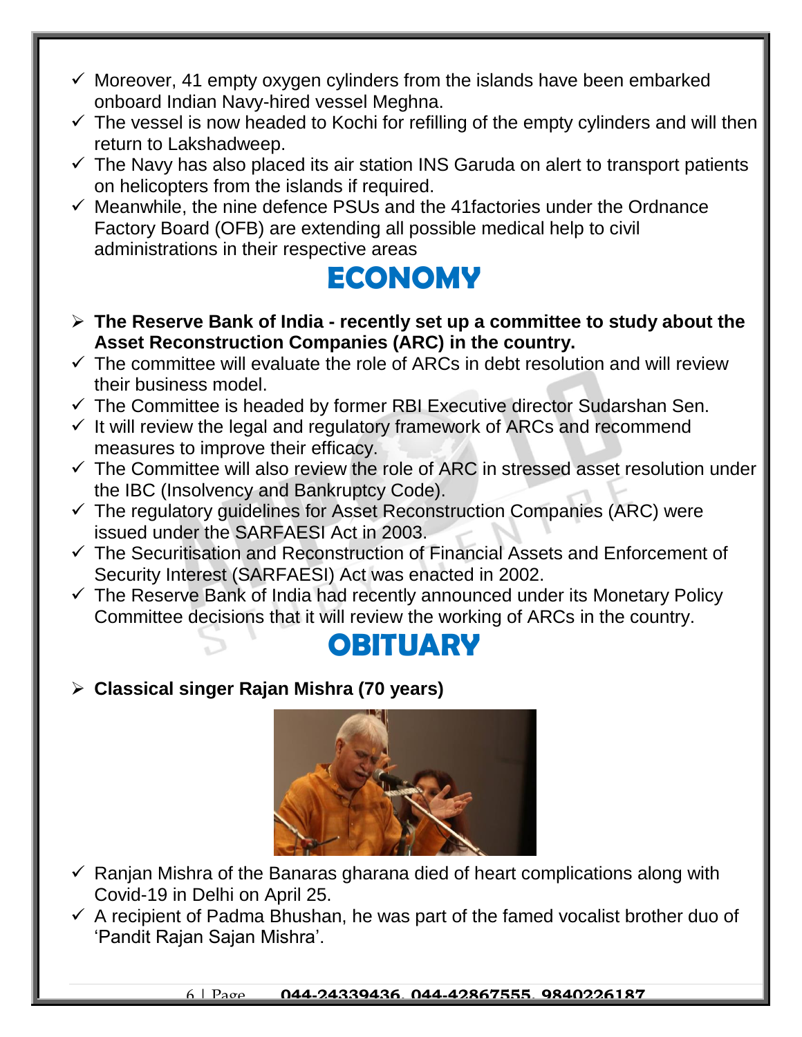- ✓ Moreover, 41 empty oxygen cylinders from the islands have been embarked onboard Indian Navy-hired vessel Meghna.
- ✓ The vessel is now headed to Kochi for refilling of the empty cylinders and will then return to Lakshadweep.
- ✓ The Navy has also placed its air station INS Garuda on alert to transport patients on helicopters from the islands if required.
- ✓ Meanwhile, the nine defence PSUs and the 41factories under the Ordnance Factory Board (OFB) are extending all possible medical help to civil administrations in their respective areas

# ECONOMY

- **The Reserve Bank of India - recently set up a committee to study about the Asset Reconstruction Companies (ARC) in the country.**
- ✓ The committee will evaluate the role of ARCs in debt resolution and will review their business model.
- ✓ The Committee is headed by former RBI Executive director Sudarshan Sen.
- ✓ It will review the legal and regulatory framework of ARCs and recommend measures to improve their efficacy.
- ✓ The Committee will also review the role of ARC in stressed asset resolution under the IBC (Insolvency and Bankruptcy Code).
- ✓ The regulatory guidelines for Asset Reconstruction Companies (ARC) were issued under the SARFAESI Act in 2003.
- ✓ The Securitisation and Reconstruction of Financial Assets and Enforcement of Security Interest (SARFAESI) Act was enacted in 2002.
- ✓ The Reserve Bank of India had recently announced under its Monetary Policy Committee decisions that it will review the working of ARCs in the country.

# OBITUARY

- **Classical singer Rajan Mishra (70 years)**

- ✓ Ranjan Mishra of the Banaras gharana died of heart complications along with Covid-19 in Delhi on April 25.
- ✓ A recipient of Padma Bhushan, he was part of the famed vocalist brother duo of 'Pandit Rajan Sajan Mishra'.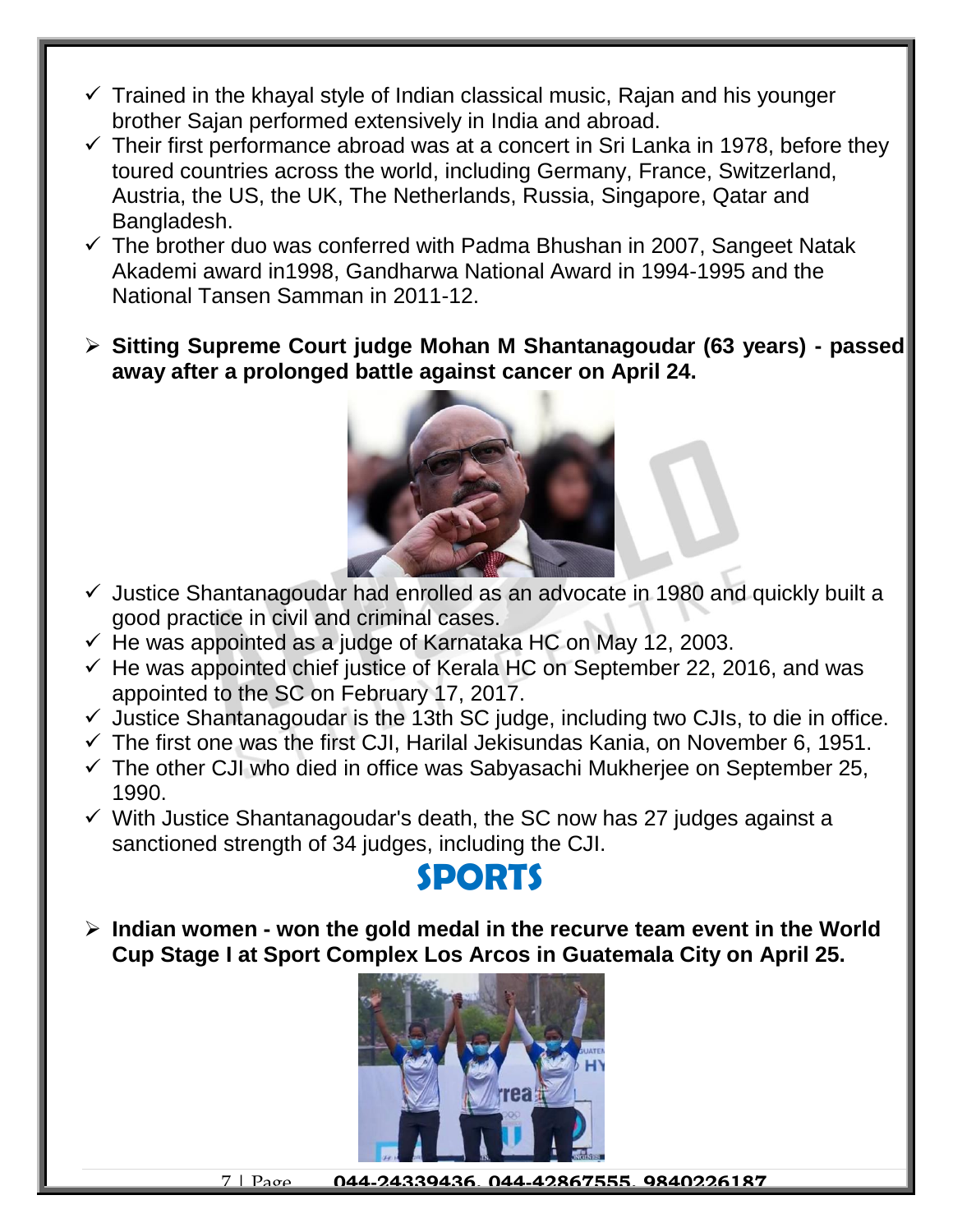- ✓ Trained in the khayal style of Indian classical music, Rajan and his younger brother Sajan performed extensively in India and abroad.
- ✓ Their first performance abroad was at a concert in Sri Lanka in 1978, before they toured countries across the world, including Germany, France, Switzerland, Austria, the US, the UK, The Netherlands, Russia, Singapore, Qatar and Bangladesh.
- ✓ The brother duo was conferred with Padma Bhushan in 2007, Sangeet Natak Akademi award in1998, Gandharwa National Award in 1994-1995 and the National Tansen Samman in 2011-12.

- **Sitting Supreme Court judge Mohan M Shantanagoudar (63 years) - passed away after a prolonged battle against cancer on April 24.**

- ✓ Justice Shantanagoudar had enrolled as an advocate in 1980 and quickly built a good practice in civil and criminal cases.
- ✓ He was appointed as a judge of Karnataka HC on May 12, 2003.
- ✓ He was appointed chief justice of Kerala HC on September 22, 2016, and was appointed to the SC on February 17, 2017.
- ✓ Justice Shantanagoudar is the 13th SC judge, including two CJIs, to die in office.
- ✓ The first one was the first CJI, Harilal Jekisundas Kania, on November 6, 1951.
- ✓ The other CJI who died in office was Sabyasachi Mukherjee on September 25, 1990.
- ✓ With Justice Shantanagoudar's death, the SC now has 27 judges against a sanctioned strength of 34 judges, including the CJI.

# SPORTS

- **Indian women - won the gold medal in the recurve team event in the World Cup Stage I at Sport Complex Los Arcos in Guatemala City on April 25.**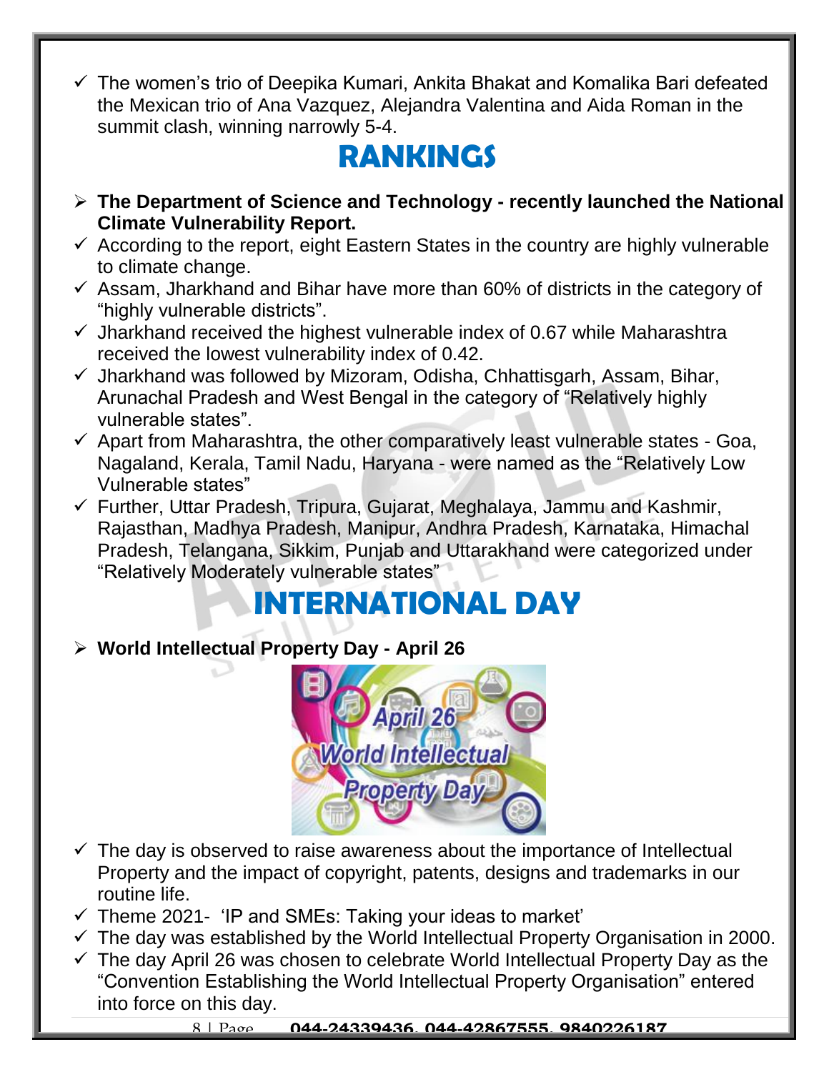- The women's trio of Deepika Kumari, Ankita Bhakat and Komalika Bari defeated the Mexican trio of Ana Vazquez, Alejandra Valentina and Aida Roman in the summit clash, winning narrowly 5-4.

# RANKINGS

- **The Department of Science and Technology - recently launched the National Climate Vulnerability Report.**
- According to the report, eight Eastern States in the country are highly vulnerable to climate change.
- Assam, Jharkhand and Bihar have more than 60% of districts in the category of "highly vulnerable districts".
- Jharkhand received the highest vulnerable index of 0.67 while Maharashtra received the lowest vulnerability index of 0.42.
- Jharkhand was followed by Mizoram, Odisha, Chhattisgarh, Assam, Bihar, Arunachal Pradesh and West Bengal in the category of "Relatively highly vulnerable states".
- Apart from Maharashtra, the other comparatively least vulnerable states - Goa, Nagaland, Kerala, Tamil Nadu, Haryana - were named as the "Relatively Low Vulnerable states"
- Further, Uttar Pradesh, Tripura, Gujarat, Meghalaya, Jammu and Kashmir, Rajasthan, Madhya Pradesh, Manipur, Andhra Pradesh, Karnataka, Himachal Pradesh, Telangana, Sikkim, Punjab and Uttarakhand were categorized under "Relatively Moderately vulnerable states"

# INTERNATIONAL DAY

- **World Intellectual Property Day - April 26**

- The day is observed to raise awareness about the importance of Intellectual Property and the impact of copyright, patents, designs and trademarks in our routine life.
- Theme 2021- 'IP and SMEs: Taking your ideas to market'
- The day was established by the World Intellectual Property Organisation in 2000.
- The day April 26 was chosen to celebrate World Intellectual Property Day as the "Convention Establishing the World Intellectual Property Organisation" entered into force on this day.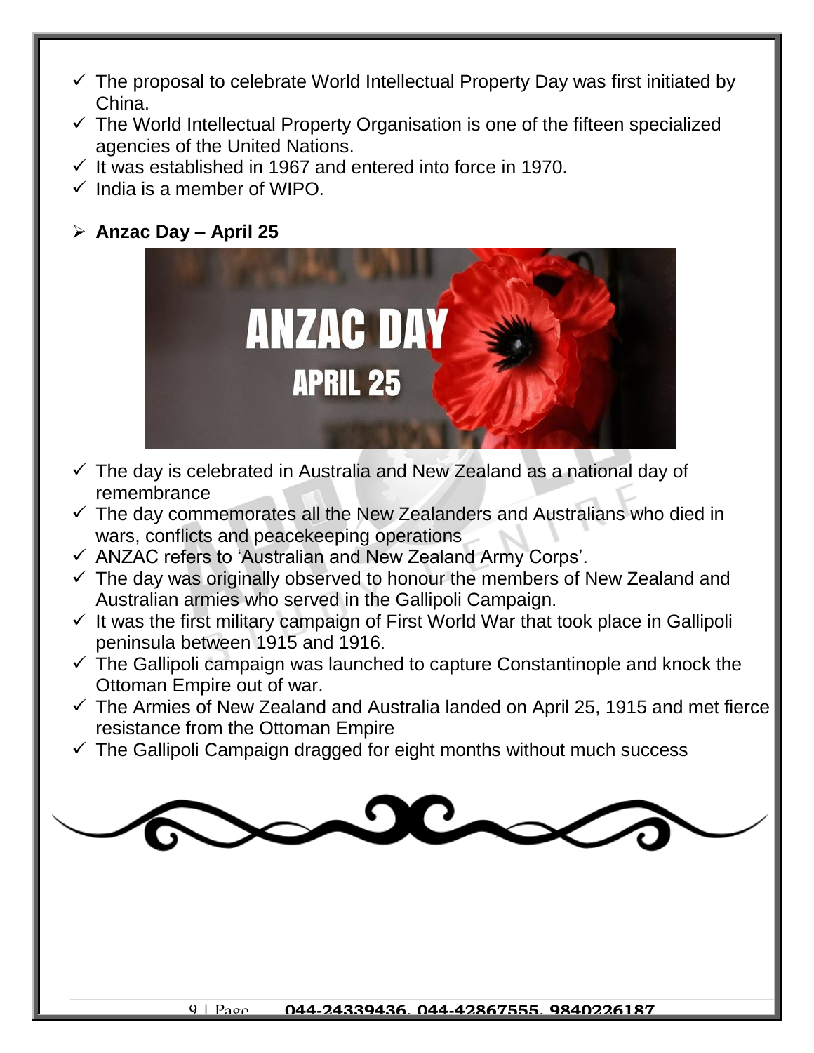- ✓ The proposal to celebrate World Intellectual Property Day was first initiated by China.
- ✓ The World Intellectual Property Organisation is one of the fifteen specialized agencies of the United Nations.
- ✓ It was established in 1967 and entered into force in 1970.
- ✓ India is a member of WIPO.

## ➢ Anzac Day – April 25

- ✓ The day is celebrated in Australia and New Zealand as a national day of remembrance
- ✓ The day commemorates all the New Zealanders and Australians who died in wars, conflicts and peacekeeping operations
- ✓ ANZAC refers to 'Australian and New Zealand Army Corps'.
- ✓ The day was originally observed to honour the members of New Zealand and Australian armies who served in the Gallipoli Campaign.
- ✓ It was the first military campaign of First World War that took place in Gallipoli peninsula between 1915 and 1916.
- ✓ The Gallipoli campaign was launched to capture Constantinople and knock the Ottoman Empire out of war.
- ✓ The Armies of New Zealand and Australia landed on April 25, 1915 and met fierce resistance from the Ottoman Empire
- ✓ The Gallipoli Campaign dragged for eight months without much success